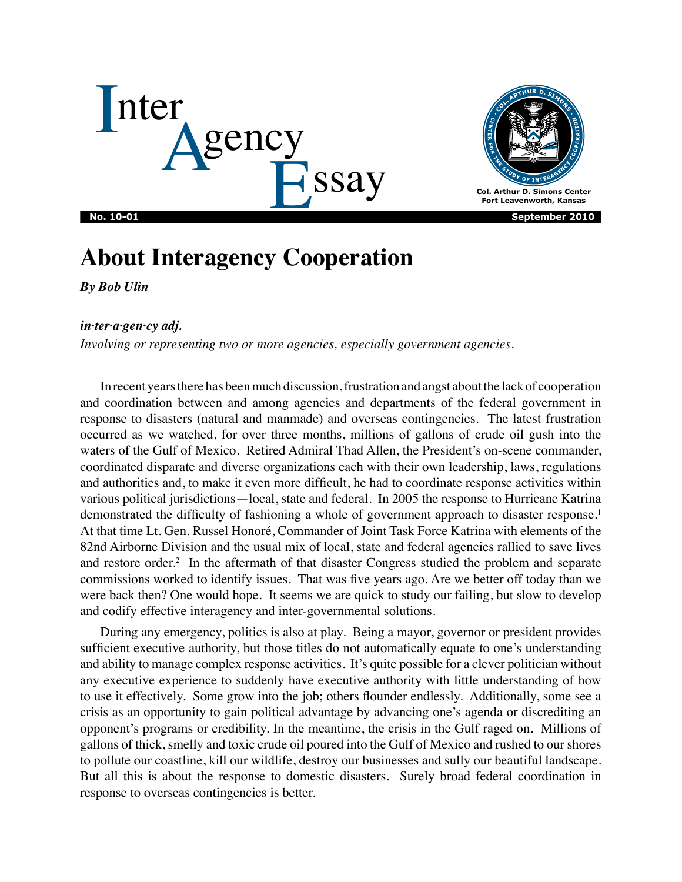# InterAgency Essay

Col. Arthur D. Simons Center
Fort Leavenworth, Kansas

**No. 10-01** **September 2010**

# About Interagency Cooperation

***By Bob Ulin***

***in·ter·a·gen·cy adj.***

*Involving or representing two or more agencies, especially government agencies.*

In recent years there has been much discussion, frustration and angst about the lack of cooperation and coordination between and among agencies and departments of the federal government in response to disasters (natural and manmade) and overseas contingencies. The latest frustration occurred as we watched, for over three months, millions of gallons of crude oil gush into the waters of the Gulf of Mexico. Retired Admiral Thad Allen, the President's on-scene commander, coordinated disparate and diverse organizations each with their own leadership, laws, regulations and authorities and, to make it even more difficult, he had to coordinate response activities within various political jurisdictions—local, state and federal. In 2005 the response to Hurricane Katrina demonstrated the difficulty of fashioning a whole of government approach to disaster response.[1] At that time Lt. Gen. Russel Honoré, Commander of Joint Task Force Katrina with elements of the 82nd Airborne Division and the usual mix of local, state and federal agencies rallied to save lives and restore order.[2] In the aftermath of that disaster Congress studied the problem and separate commissions worked to identify issues. That was five years ago. Are we better off today than we were back then? One would hope. It seems we are quick to study our failing, but slow to develop and codify effective interagency and inter-governmental solutions.

During any emergency, politics is also at play. Being a mayor, governor or president provides sufficient executive authority, but those titles do not automatically equate to one's understanding and ability to manage complex response activities. It's quite possible for a clever politician without any executive experience to suddenly have executive authority with little understanding of how to use it effectively. Some grow into the job; others flounder endlessly. Additionally, some see a crisis as an opportunity to gain political advantage by advancing one's agenda or discrediting an opponent's programs or credibility. In the meantime, the crisis in the Gulf raged on. Millions of gallons of thick, smelly and toxic crude oil poured into the Gulf of Mexico and rushed to our shores to pollute our coastline, kill our wildlife, destroy our businesses and sully our beautiful landscape. But all this is about the response to domestic disasters. Surely broad federal coordination in response to overseas contingencies is better.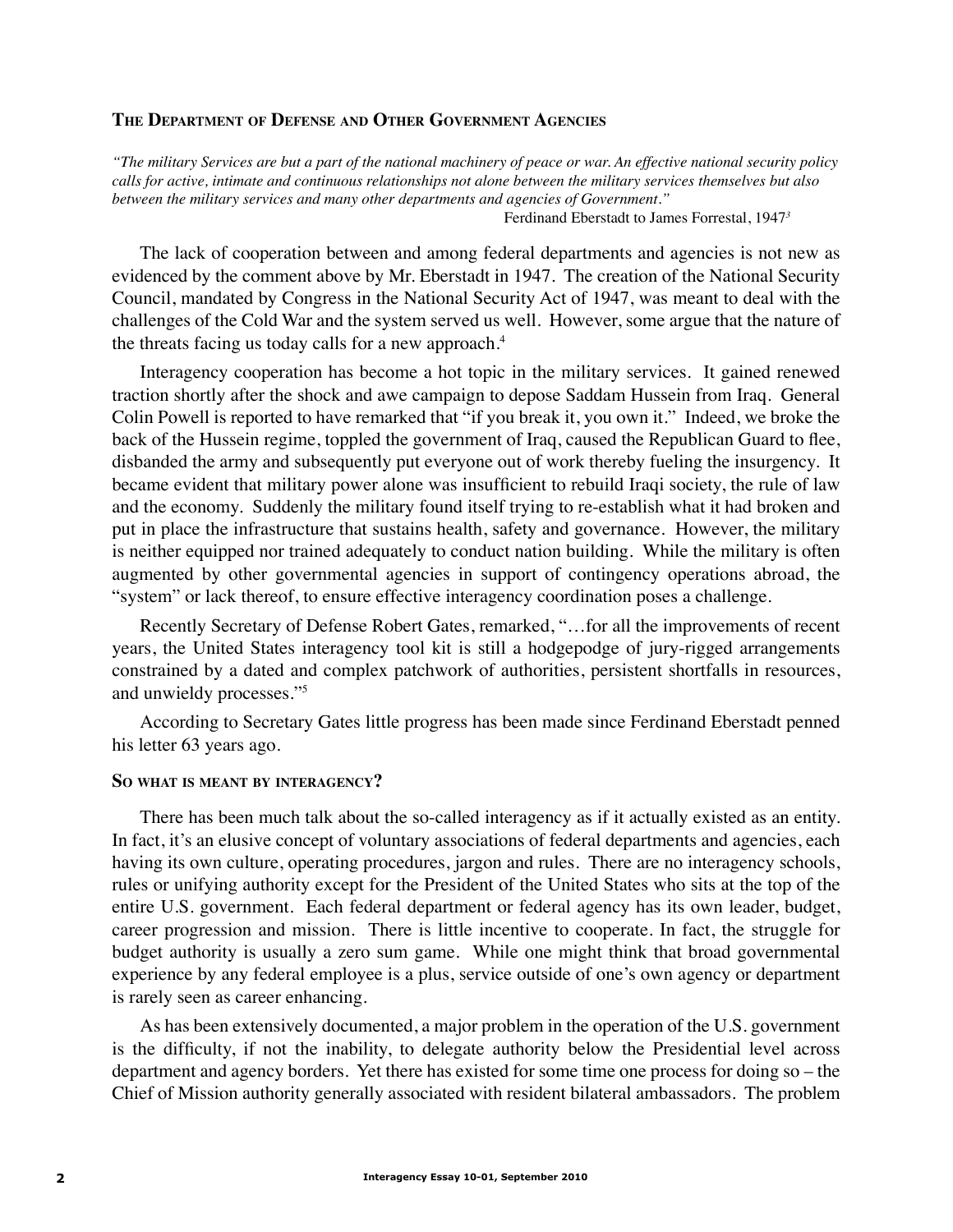## The Department of Defense and Other Government Agencies

*"The military Services are but a part of the national machinery of peace or war. An effective national security policy calls for active, intimate and continuous relationships not alone between the military services themselves but also between the military services and many other departments and agencies of Government."*

Ferdinand Eberstadt to James Forrestal, 1947[3]

The lack of cooperation between and among federal departments and agencies is not new as evidenced by the comment above by Mr. Eberstadt in 1947. The creation of the National Security Council, mandated by Congress in the National Security Act of 1947, was meant to deal with the challenges of the Cold War and the system served us well. However, some argue that the nature of the threats facing us today calls for a new approach.[4]

Interagency cooperation has become a hot topic in the military services. It gained renewed traction shortly after the shock and awe campaign to depose Saddam Hussein from Iraq. General Colin Powell is reported to have remarked that "if you break it, you own it." Indeed, we broke the back of the Hussein regime, toppled the government of Iraq, caused the Republican Guard to flee, disbanded the army and subsequently put everyone out of work thereby fueling the insurgency. It became evident that military power alone was insufficient to rebuild Iraqi society, the rule of law and the economy. Suddenly the military found itself trying to re-establish what it had broken and put in place the infrastructure that sustains health, safety and governance. However, the military is neither equipped nor trained adequately to conduct nation building. While the military is often augmented by other governmental agencies in support of contingency operations abroad, the "system" or lack thereof, to ensure effective interagency coordination poses a challenge.

Recently Secretary of Defense Robert Gates, remarked, "…for all the improvements of recent years, the United States interagency tool kit is still a hodgepodge of jury-rigged arrangements constrained by a dated and complex patchwork of authorities, persistent shortfalls in resources, and unwieldy processes."[5]

According to Secretary Gates little progress has been made since Ferdinand Eberstadt penned his letter 63 years ago.

### So what is meant by interagency?

There has been much talk about the so-called interagency as if it actually existed as an entity. In fact, it's an elusive concept of voluntary associations of federal departments and agencies, each having its own culture, operating procedures, jargon and rules. There are no interagency schools, rules or unifying authority except for the President of the United States who sits at the top of the entire U.S. government. Each federal department or federal agency has its own leader, budget, career progression and mission. There is little incentive to cooperate. In fact, the struggle for budget authority is usually a zero sum game. While one might think that broad governmental experience by any federal employee is a plus, service outside of one's own agency or department is rarely seen as career enhancing.

As has been extensively documented, a major problem in the operation of the U.S. government is the difficulty, if not the inability, to delegate authority below the Presidential level across department and agency borders. Yet there has existed for some time one process for doing so – the Chief of Mission authority generally associated with resident bilateral ambassadors. The problem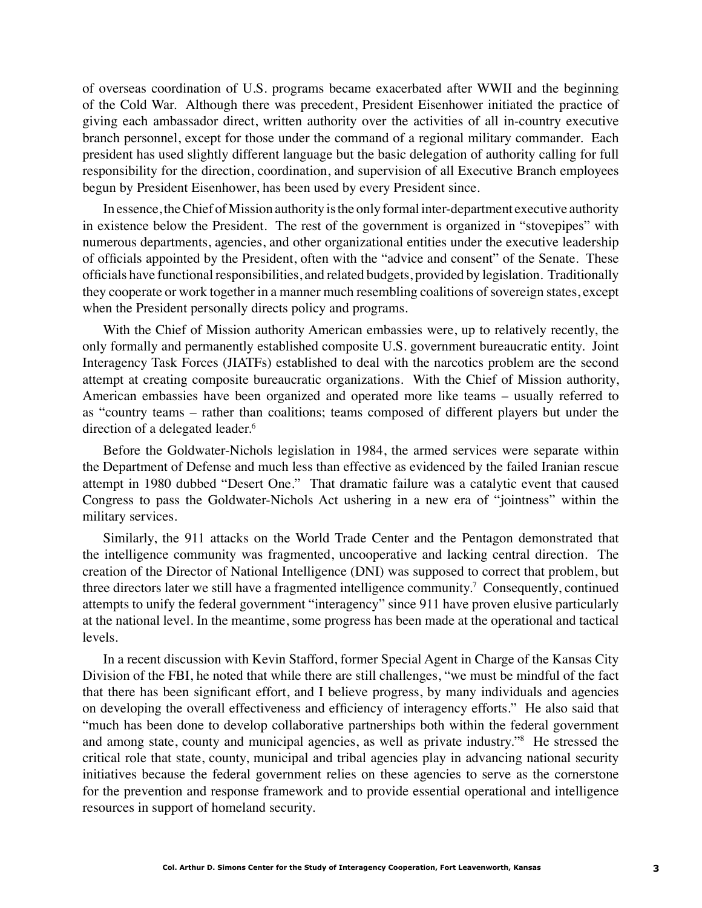of overseas coordination of U.S. programs became exacerbated after WWII and the beginning of the Cold War. Although there was precedent, President Eisenhower initiated the practice of giving each ambassador direct, written authority over the activities of all in-country executive branch personnel, except for those under the command of a regional military commander. Each president has used slightly different language but the basic delegation of authority calling for full responsibility for the direction, coordination, and supervision of all Executive Branch employees begun by President Eisenhower, has been used by every President since.

In essence, the Chief of Mission authority is the only formal inter-department executive authority in existence below the President. The rest of the government is organized in "stovepipes" with numerous departments, agencies, and other organizational entities under the executive leadership of officials appointed by the President, often with the "advice and consent" of the Senate. These officials have functional responsibilities, and related budgets, provided by legislation. Traditionally they cooperate or work together in a manner much resembling coalitions of sovereign states, except when the President personally directs policy and programs.

With the Chief of Mission authority American embassies were, up to relatively recently, the only formally and permanently established composite U.S. government bureaucratic entity. Joint Interagency Task Forces (JIATFs) established to deal with the narcotics problem are the second attempt at creating composite bureaucratic organizations. With the Chief of Mission authority, American embassies have been organized and operated more like teams – usually referred to as "country teams – rather than coalitions; teams composed of different players but under the direction of a delegated leader.[6]

Before the Goldwater-Nichols legislation in 1984, the armed services were separate within the Department of Defense and much less than effective as evidenced by the failed Iranian rescue attempt in 1980 dubbed "Desert One." That dramatic failure was a catalytic event that caused Congress to pass the Goldwater-Nichols Act ushering in a new era of "jointness" within the military services.

Similarly, the 911 attacks on the World Trade Center and the Pentagon demonstrated that the intelligence community was fragmented, uncooperative and lacking central direction. The creation of the Director of National Intelligence (DNI) was supposed to correct that problem, but three directors later we still have a fragmented intelligence community.[7] Consequently, continued attempts to unify the federal government "interagency" since 911 have proven elusive particularly at the national level. In the meantime, some progress has been made at the operational and tactical levels.

In a recent discussion with Kevin Stafford, former Special Agent in Charge of the Kansas City Division of the FBI, he noted that while there are still challenges, "we must be mindful of the fact that there has been significant effort, and I believe progress, by many individuals and agencies on developing the overall effectiveness and efficiency of interagency efforts." He also said that "much has been done to develop collaborative partnerships both within the federal government and among state, county and municipal agencies, as well as private industry."[8] He stressed the critical role that state, county, municipal and tribal agencies play in advancing national security initiatives because the federal government relies on these agencies to serve as the cornerstone for the prevention and response framework and to provide essential operational and intelligence resources in support of homeland security.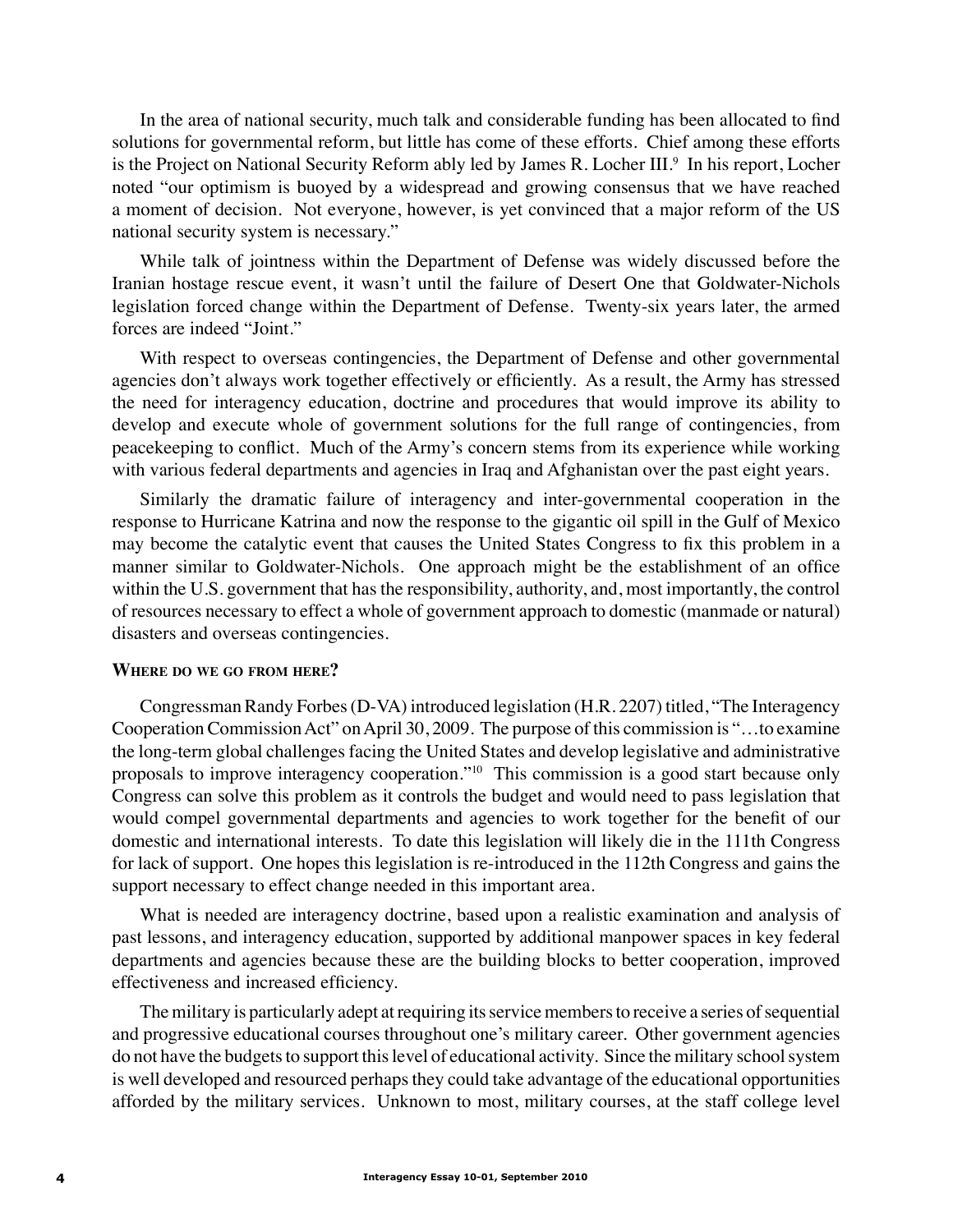In the area of national security, much talk and considerable funding has been allocated to find solutions for governmental reform, but little has come of these efforts. Chief among these efforts is the Project on National Security Reform ably led by James R. Locher III.[9] In his report, Locher noted "our optimism is buoyed by a widespread and growing consensus that we have reached a moment of decision. Not everyone, however, is yet convinced that a major reform of the US national security system is necessary."

While talk of jointness within the Department of Defense was widely discussed before the Iranian hostage rescue event, it wasn't until the failure of Desert One that Goldwater-Nichols legislation forced change within the Department of Defense. Twenty-six years later, the armed forces are indeed "Joint."

With respect to overseas contingencies, the Department of Defense and other governmental agencies don't always work together effectively or efficiently. As a result, the Army has stressed the need for interagency education, doctrine and procedures that would improve its ability to develop and execute whole of government solutions for the full range of contingencies, from peacekeeping to conflict. Much of the Army's concern stems from its experience while working with various federal departments and agencies in Iraq and Afghanistan over the past eight years.

Similarly the dramatic failure of interagency and inter-governmental cooperation in the response to Hurricane Katrina and now the response to the gigantic oil spill in the Gulf of Mexico may become the catalytic event that causes the United States Congress to fix this problem in a manner similar to Goldwater-Nichols. One approach might be the establishment of an office within the U.S. government that has the responsibility, authority, and, most importantly, the control of resources necessary to effect a whole of government approach to domestic (manmade or natural) disasters and overseas contingencies.

### Where do we go from here?

Congressman Randy Forbes (D-VA) introduced legislation (H.R. 2207) titled, "The Interagency Cooperation Commission Act" on April 30, 2009. The purpose of this commission is "…to examine the long-term global challenges facing the United States and develop legislative and administrative proposals to improve interagency cooperation."[10] This commission is a good start because only Congress can solve this problem as it controls the budget and would need to pass legislation that would compel governmental departments and agencies to work together for the benefit of our domestic and international interests. To date this legislation will likely die in the 111th Congress for lack of support. One hopes this legislation is re-introduced in the 112th Congress and gains the support necessary to effect change needed in this important area.

What is needed are interagency doctrine, based upon a realistic examination and analysis of past lessons, and interagency education, supported by additional manpower spaces in key federal departments and agencies because these are the building blocks to better cooperation, improved effectiveness and increased efficiency.

The military is particularly adept at requiring its service members to receive a series of sequential and progressive educational courses throughout one's military career. Other government agencies do not have the budgets to support this level of educational activity. Since the military school system is well developed and resourced perhaps they could take advantage of the educational opportunities afforded by the military services. Unknown to most, military courses, at the staff college level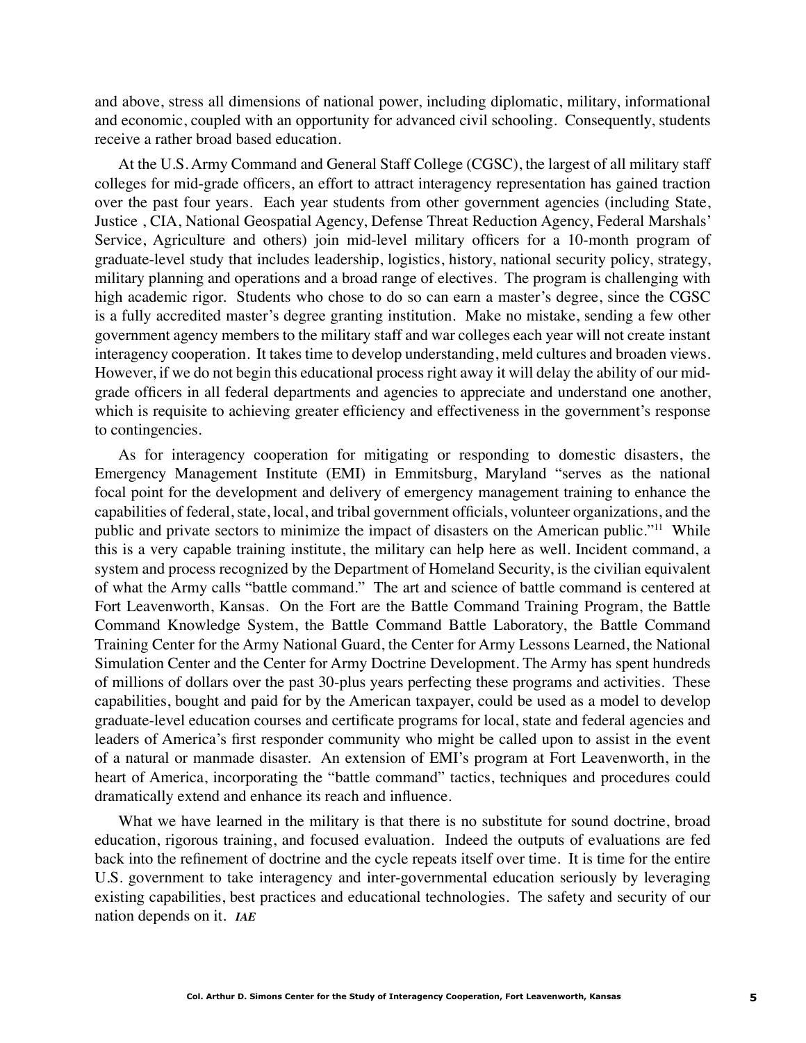and above, stress all dimensions of national power, including diplomatic, military, informational and economic, coupled with an opportunity for advanced civil schooling. Consequently, students receive a rather broad based education.

At the U.S. Army Command and General Staff College (CGSC), the largest of all military staff colleges for mid-grade officers, an effort to attract interagency representation has gained traction over the past four years. Each year students from other government agencies (including State, Justice , CIA, National Geospatial Agency, Defense Threat Reduction Agency, Federal Marshals' Service, Agriculture and others) join mid-level military officers for a 10-month program of graduate-level study that includes leadership, logistics, history, national security policy, strategy, military planning and operations and a broad range of electives. The program is challenging with high academic rigor. Students who chose to do so can earn a master's degree, since the CGSC is a fully accredited master's degree granting institution. Make no mistake, sending a few other government agency members to the military staff and war colleges each year will not create instant interagency cooperation. It takes time to develop understanding, meld cultures and broaden views. However, if we do not begin this educational process right away it will delay the ability of our mid-grade officers in all federal departments and agencies to appreciate and understand one another, which is requisite to achieving greater efficiency and effectiveness in the government's response to contingencies.

As for interagency cooperation for mitigating or responding to domestic disasters, the Emergency Management Institute (EMI) in Emmitsburg, Maryland "serves as the national focal point for the development and delivery of emergency management training to enhance the capabilities of federal, state, local, and tribal government officials, volunteer organizations, and the public and private sectors to minimize the impact of disasters on the American public."[11] While this is a very capable training institute, the military can help here as well. Incident command, a system and process recognized by the Department of Homeland Security, is the civilian equivalent of what the Army calls "battle command." The art and science of battle command is centered at Fort Leavenworth, Kansas. On the Fort are the Battle Command Training Program, the Battle Command Knowledge System, the Battle Command Battle Laboratory, the Battle Command Training Center for the Army National Guard, the Center for Army Lessons Learned, the National Simulation Center and the Center for Army Doctrine Development. The Army has spent hundreds of millions of dollars over the past 30-plus years perfecting these programs and activities. These capabilities, bought and paid for by the American taxpayer, could be used as a model to develop graduate-level education courses and certificate programs for local, state and federal agencies and leaders of America's first responder community who might be called upon to assist in the event of a natural or manmade disaster. An extension of EMI's program at Fort Leavenworth, in the heart of America, incorporating the "battle command" tactics, techniques and procedures could dramatically extend and enhance its reach and influence.

What we have learned in the military is that there is no substitute for sound doctrine, broad education, rigorous training, and focused evaluation. Indeed the outputs of evaluations are fed back into the refinement of doctrine and the cycle repeats itself over time. It is time for the entire U.S. government to take interagency and inter-governmental education seriously by leveraging existing capabilities, best practices and educational technologies. The safety and security of our nation depends on it. ***IAE***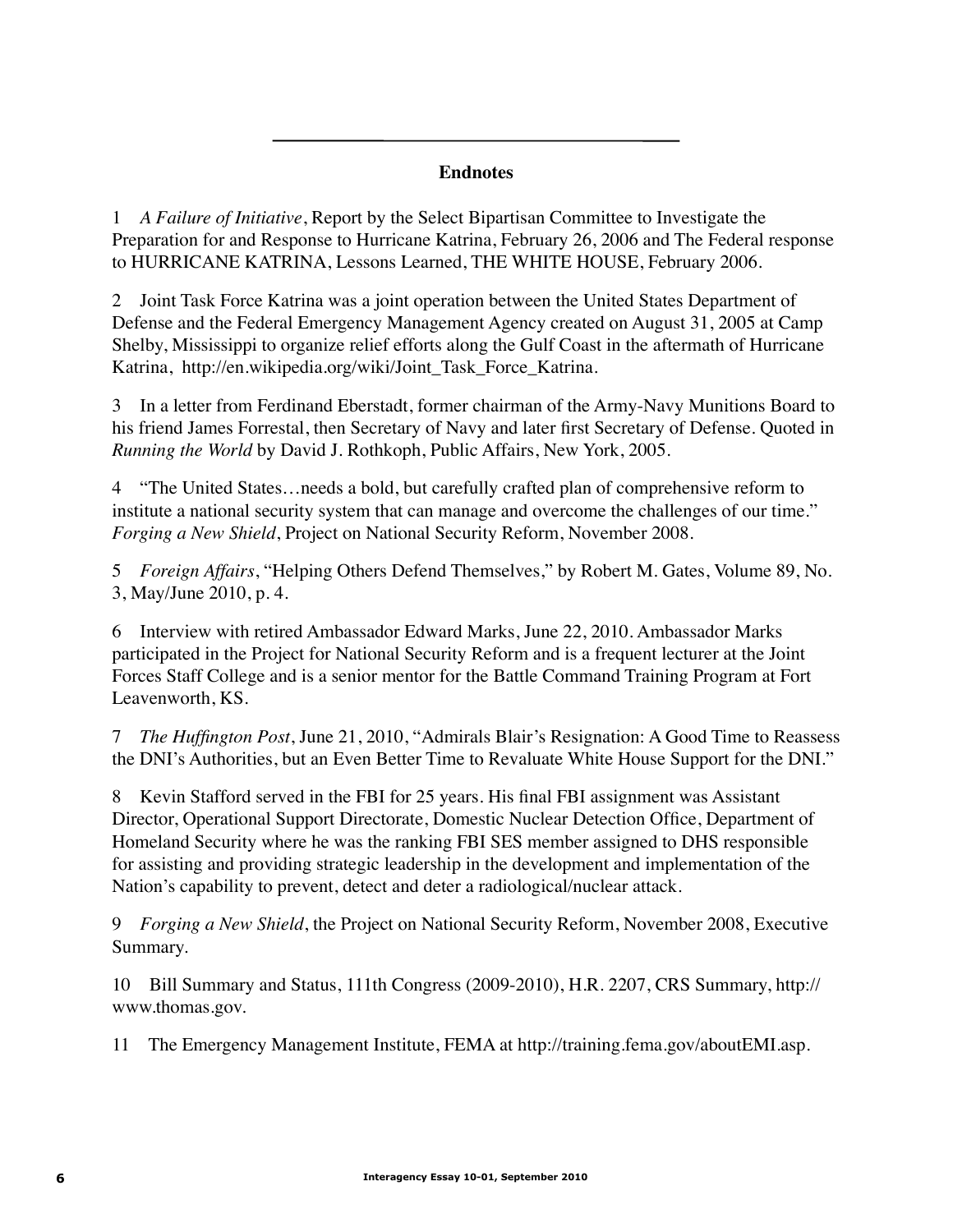## Endnotes

1 *A Failure of Initiative*, Report by the Select Bipartisan Committee to Investigate the Preparation for and Response to Hurricane Katrina, February 26, 2006 and The Federal response to HURRICANE KATRINA, Lessons Learned, THE WHITE HOUSE, February 2006.

2 Joint Task Force Katrina was a joint operation between the United States Department of Defense and the Federal Emergency Management Agency created on August 31, 2005 at Camp Shelby, Mississippi to organize relief efforts along the Gulf Coast in the aftermath of Hurricane Katrina, http://en.wikipedia.org/wiki/Joint_Task_Force_Katrina.

3 In a letter from Ferdinand Eberstadt, former chairman of the Army-Navy Munitions Board to his friend James Forrestal, then Secretary of Navy and later first Secretary of Defense. Quoted in *Running the World* by David J. Rothkoph, Public Affairs, New York, 2005.

4 "The United States…needs a bold, but carefully crafted plan of comprehensive reform to institute a national security system that can manage and overcome the challenges of our time." *Forging a New Shield*, Project on National Security Reform, November 2008.

5 *Foreign Affairs*, "Helping Others Defend Themselves," by Robert M. Gates, Volume 89, No. 3, May/June 2010, p. 4.

6 Interview with retired Ambassador Edward Marks, June 22, 2010. Ambassador Marks participated in the Project for National Security Reform and is a frequent lecturer at the Joint Forces Staff College and is a senior mentor for the Battle Command Training Program at Fort Leavenworth, KS.

7 *The Huffington Post*, June 21, 2010, "Admirals Blair's Resignation: A Good Time to Reassess the DNI's Authorities, but an Even Better Time to Revaluate White House Support for the DNI."

8 Kevin Stafford served in the FBI for 25 years. His final FBI assignment was Assistant Director, Operational Support Directorate, Domestic Nuclear Detection Office, Department of Homeland Security where he was the ranking FBI SES member assigned to DHS responsible for assisting and providing strategic leadership in the development and implementation of the Nation's capability to prevent, detect and deter a radiological/nuclear attack.

9 *Forging a New Shield*, the Project on National Security Reform, November 2008, Executive Summary.

10 Bill Summary and Status, 111th Congress (2009-2010), H.R. 2207, CRS Summary, http://www.thomas.gov.

11 The Emergency Management Institute, FEMA at http://training.fema.gov/aboutEMI.asp.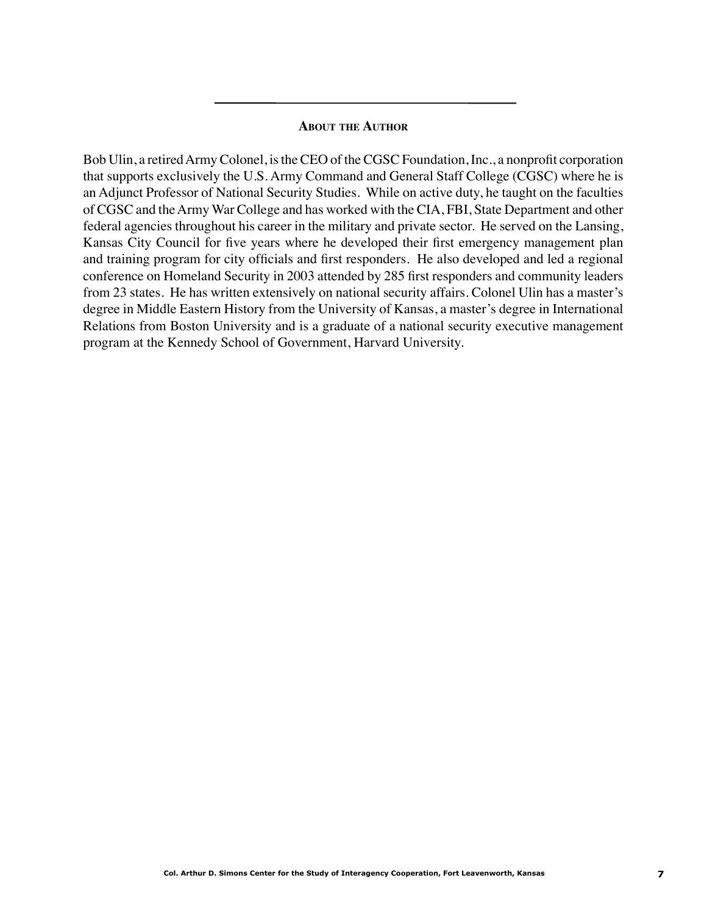## About the Author

Bob Ulin, a retired Army Colonel, is the CEO of the CGSC Foundation, Inc., a nonprofit corporation that supports exclusively the U.S. Army Command and General Staff College (CGSC) where he is an Adjunct Professor of National Security Studies. While on active duty, he taught on the faculties of CGSC and the Army War College and has worked with the CIA, FBI, State Department and other federal agencies throughout his career in the military and private sector. He served on the Lansing, Kansas City Council for five years where he developed their first emergency management plan and training program for city officials and first responders. He also developed and led a regional conference on Homeland Security in 2003 attended by 285 first responders and community leaders from 23 states. He has written extensively on national security affairs. Colonel Ulin has a master's degree in Middle Eastern History from the University of Kansas, a master's degree in International Relations from Boston University and is a graduate of a national security executive management program at the Kennedy School of Government, Harvard University.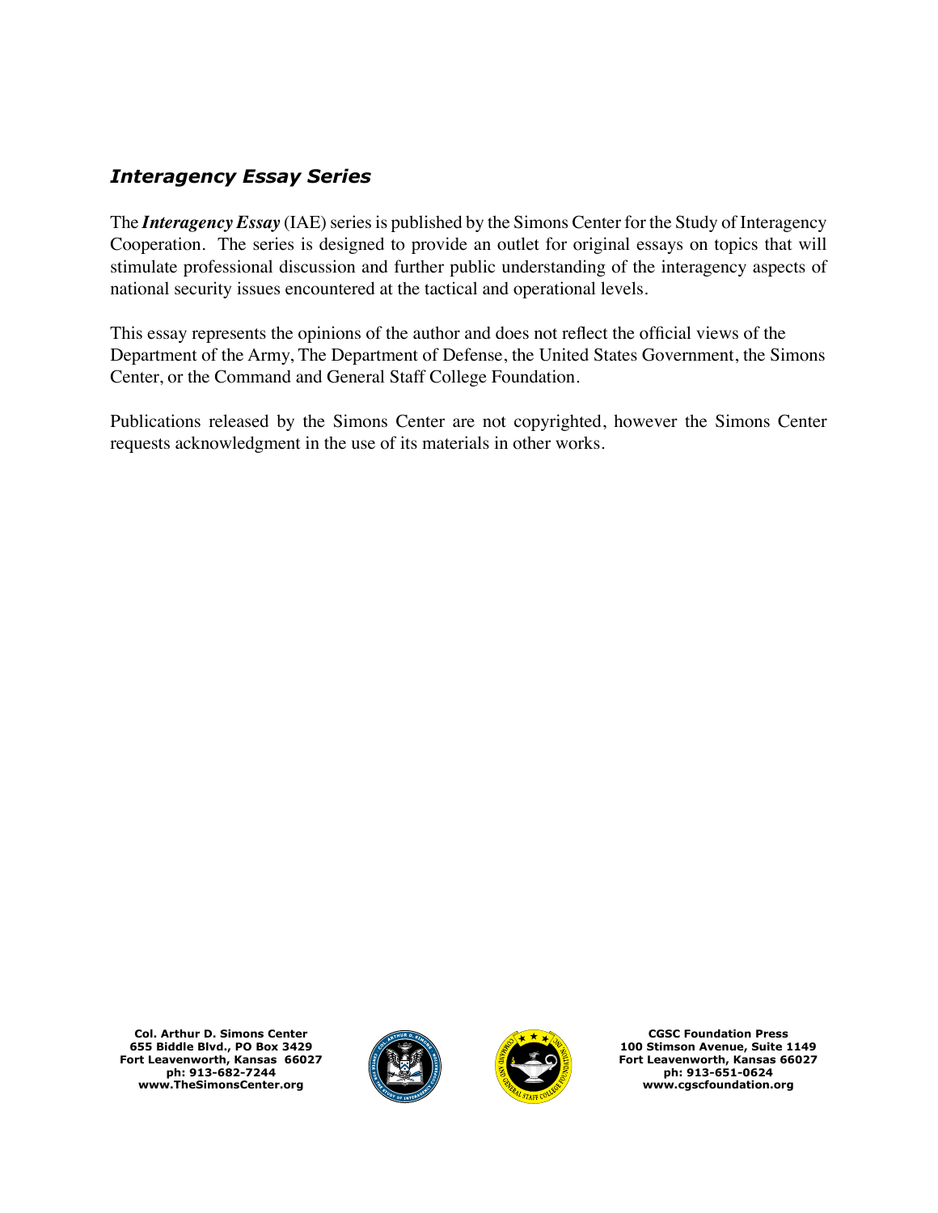### *Interagency Essay Series*

The ***Interagency Essay*** (IAE) series is published by the Simons Center for the Study of Interagency Cooperation. The series is designed to provide an outlet for original essays on topics that will stimulate professional discussion and further public understanding of the interagency aspects of national security issues encountered at the tactical and operational levels.

This essay represents the opinions of the author and does not reflect the official views of the Department of the Army, The Department of Defense, the United States Government, the Simons Center, or the Command and General Staff College Foundation.

Publications released by the Simons Center are not copyrighted, however the Simons Center requests acknowledgment in the use of its materials in other works.

**Col. Arthur D. Simons Center**
**655 Biddle Blvd., PO Box 3429**
**Fort Leavenworth, Kansas 66027**
**ph: 913-682-7244**
**www.TheSimonsCenter.org**

**CGSC Foundation Press**
**100 Stimson Avenue, Suite 1149**
**Fort Leavenworth, Kansas 66027**
**ph: 913-651-0624**
**www.cgscfoundation.org**